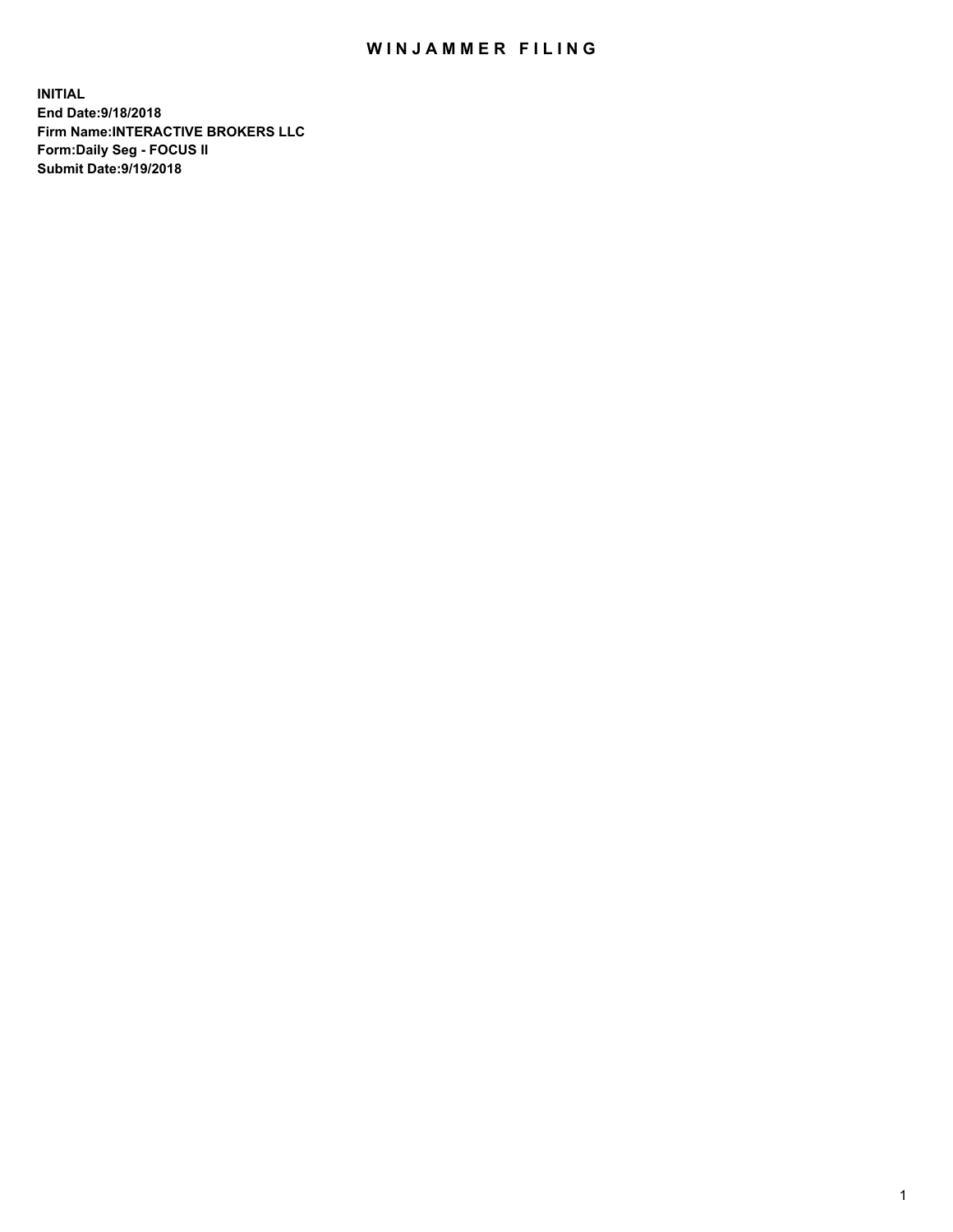# WINJAMMER FILING

**INITIAL**
**End Date:9/18/2018**
**Firm Name:INTERACTIVE BROKERS LLC**
**Form:Daily Seg - FOCUS II**
**Submit Date:9/19/2018**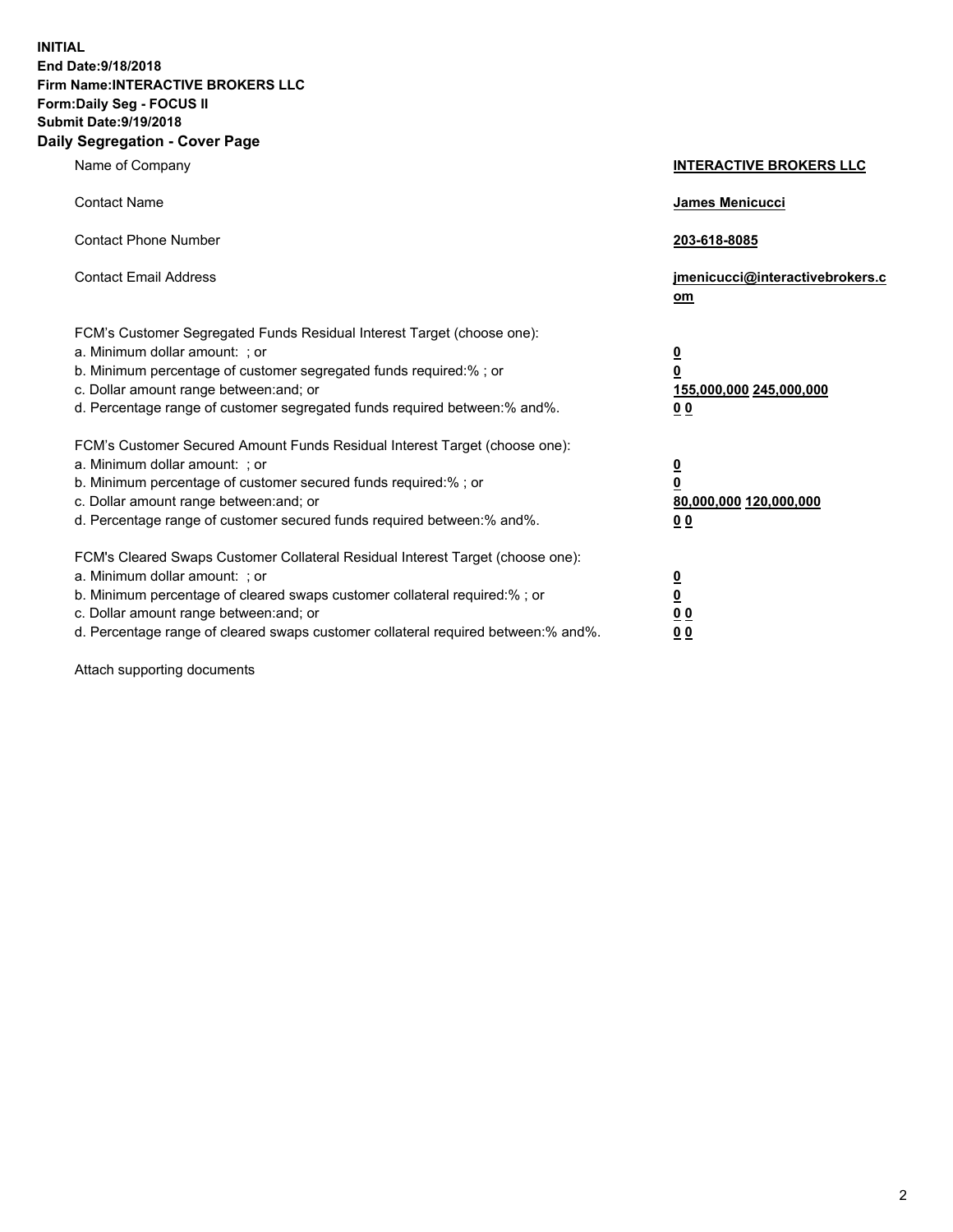**INITIAL**
**End Date:9/18/2018**
**Firm Name:INTERACTIVE BROKERS LLC**
**Form:Daily Seg - FOCUS II**
**Submit Date:9/19/2018**
**Daily Segregation - Cover Page**

| | |
|---|---|
| Name of Company | **INTERACTIVE BROKERS LLC** |
| Contact Name | **James Menicucci** |
| Contact Phone Number | **203-618-8085** |
| Contact Email Address | **jmenicucci@interactivebrokers.com** |

FCM's Customer Segregated Funds Residual Interest Target (choose one):

| | |
|---|---|
| a. Minimum dollar amount: ; or | **0** |
| b. Minimum percentage of customer segregated funds required:% ; or | **0** |
| c. Dollar amount range between:and; or | **155,000,000 245,000,000** |
| d. Percentage range of customer segregated funds required between:% and%. | **0 0** |

FCM's Customer Secured Amount Funds Residual Interest Target (choose one):

| | |
|---|---|
| a. Minimum dollar amount: ; or | **0** |
| b. Minimum percentage of customer secured funds required:% ; or | **0** |
| c. Dollar amount range between:and; or | **80,000,000 120,000,000** |
| d. Percentage range of customer secured funds required between:% and%. | **0 0** |

FCM's Cleared Swaps Customer Collateral Residual Interest Target (choose one):

| | |
|---|---|
| a. Minimum dollar amount: ; or | **0** |
| b. Minimum percentage of cleared swaps customer collateral required:% ; or | **0** |
| c. Dollar amount range between:and; or | **0 0** |
| d. Percentage range of cleared swaps customer collateral required between:% and%. | **0 0** |

Attach supporting documents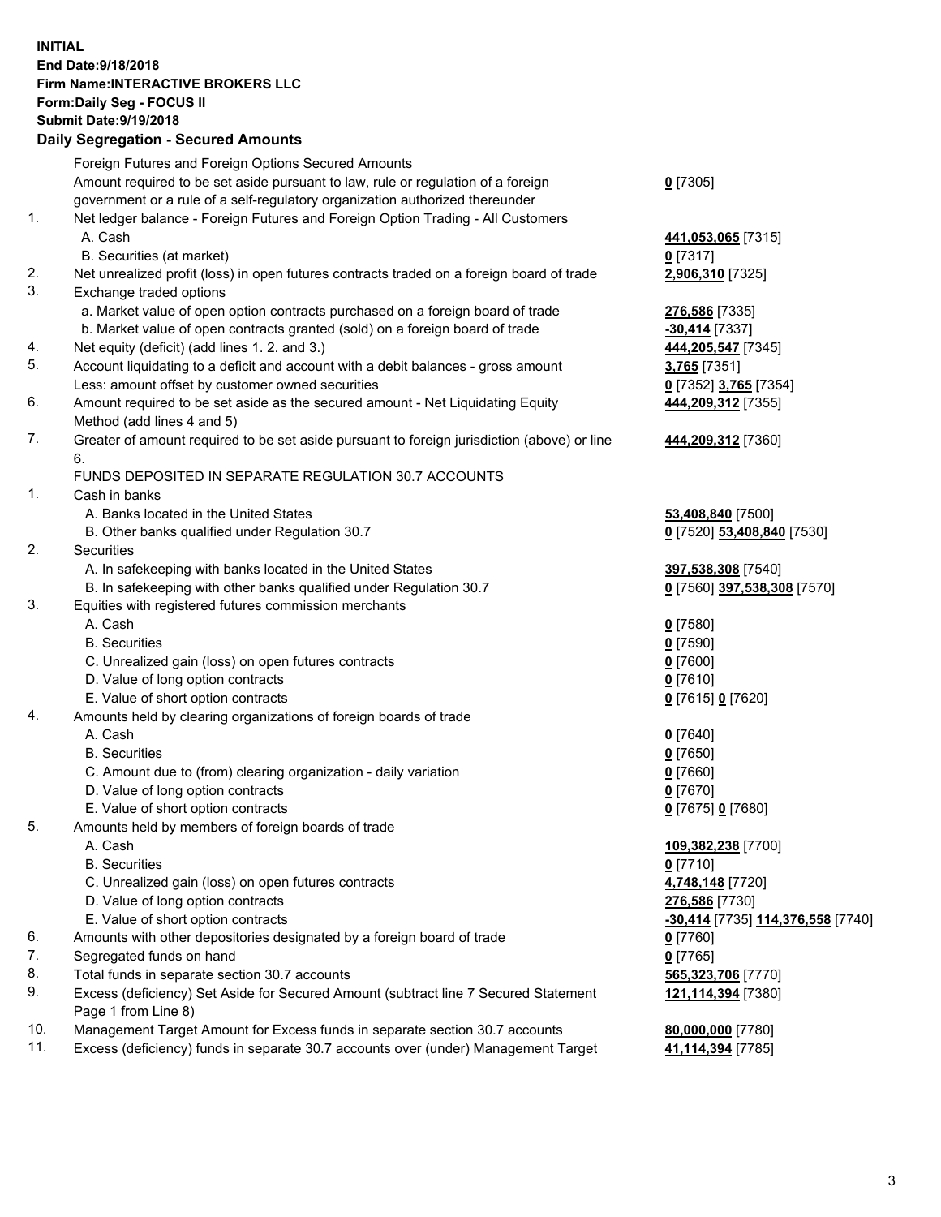**INITIAL**
**End Date:9/18/2018**
**Firm Name:INTERACTIVE BROKERS LLC**
**Form:Daily Seg - FOCUS II**
**Submit Date:9/19/2018**

**Daily Segregation - Secured Amounts**

| | | |
|---|---|---|
| | Foreign Futures and Foreign Options Secured Amounts | |
| | Amount required to be set aside pursuant to law, rule or regulation of a foreign government or a rule of a self-regulatory organization authorized thereunder | **0** [7305] |
| 1. | Net ledger balance - Foreign Futures and Foreign Option Trading - All Customers | |
| | A. Cash | **441,053,065** [7315] |
| | B. Securities (at market) | **0** [7317] |
| 2. | Net unrealized profit (loss) in open futures contracts traded on a foreign board of trade | **2,906,310** [7325] |
| 3. | Exchange traded options | |
| | a. Market value of open option contracts purchased on a foreign board of trade | **276,586** [7335] |
| | b. Market value of open contracts granted (sold) on a foreign board of trade | **-30,414** [7337] |
| 4. | Net equity (deficit) (add lines 1. 2. and 3.) | **444,205,547** [7345] |
| 5. | Account liquidating to a deficit and account with a debit balances - gross amount | **3,765** [7351] |
| | Less: amount offset by customer owned securities | **0** [7352] **3,765** [7354] |
| 6. | Amount required to be set aside as the secured amount - Net Liquidating Equity Method (add lines 4 and 5) | **444,209,312** [7355] |
| 7. | Greater of amount required to be set aside pursuant to foreign jurisdiction (above) or line 6. | **444,209,312** [7360] |
| | FUNDS DEPOSITED IN SEPARATE REGULATION 30.7 ACCOUNTS | |
| 1. | Cash in banks | |
| | A. Banks located in the United States | **53,408,840** [7500] |
| | B. Other banks qualified under Regulation 30.7 | **0** [7520] **53,408,840** [7530] |
| 2. | Securities | |
| | A. In safekeeping with banks located in the United States | **397,538,308** [7540] |
| | B. In safekeeping with other banks qualified under Regulation 30.7 | **0** [7560] **397,538,308** [7570] |
| 3. | Equities with registered futures commission merchants | |
| | A. Cash | **0** [7580] |
| | B. Securities | **0** [7590] |
| | C. Unrealized gain (loss) on open futures contracts | **0** [7600] |
| | D. Value of long option contracts | **0** [7610] |
| | E. Value of short option contracts | **0** [7615] **0** [7620] |
| 4. | Amounts held by clearing organizations of foreign boards of trade | |
| | A. Cash | **0** [7640] |
| | B. Securities | **0** [7650] |
| | C. Amount due to (from) clearing organization - daily variation | **0** [7660] |
| | D. Value of long option contracts | **0** [7670] |
| | E. Value of short option contracts | **0** [7675] **0** [7680] |
| 5. | Amounts held by members of foreign boards of trade | |
| | A. Cash | **109,382,238** [7700] |
| | B. Securities | **0** [7710] |
| | C. Unrealized gain (loss) on open futures contracts | **4,748,148** [7720] |
| | D. Value of long option contracts | **276,586** [7730] |
| | E. Value of short option contracts | **-30,414** [7735] **114,376,558** [7740] |
| 6. | Amounts with other depositories designated by a foreign board of trade | **0** [7760] |
| 7. | Segregated funds on hand | **0** [7765] |
| 8. | Total funds in separate section 30.7 accounts | **565,323,706** [7770] |
| 9. | Excess (deficiency) Set Aside for Secured Amount (subtract line 7 Secured Statement Page 1 from Line 8) | **121,114,394** [7380] |
| 10. | Management Target Amount for Excess funds in separate section 30.7 accounts | **80,000,000** [7780] |
| 11. | Excess (deficiency) funds in separate 30.7 accounts over (under) Management Target | **41,114,394** [7785] |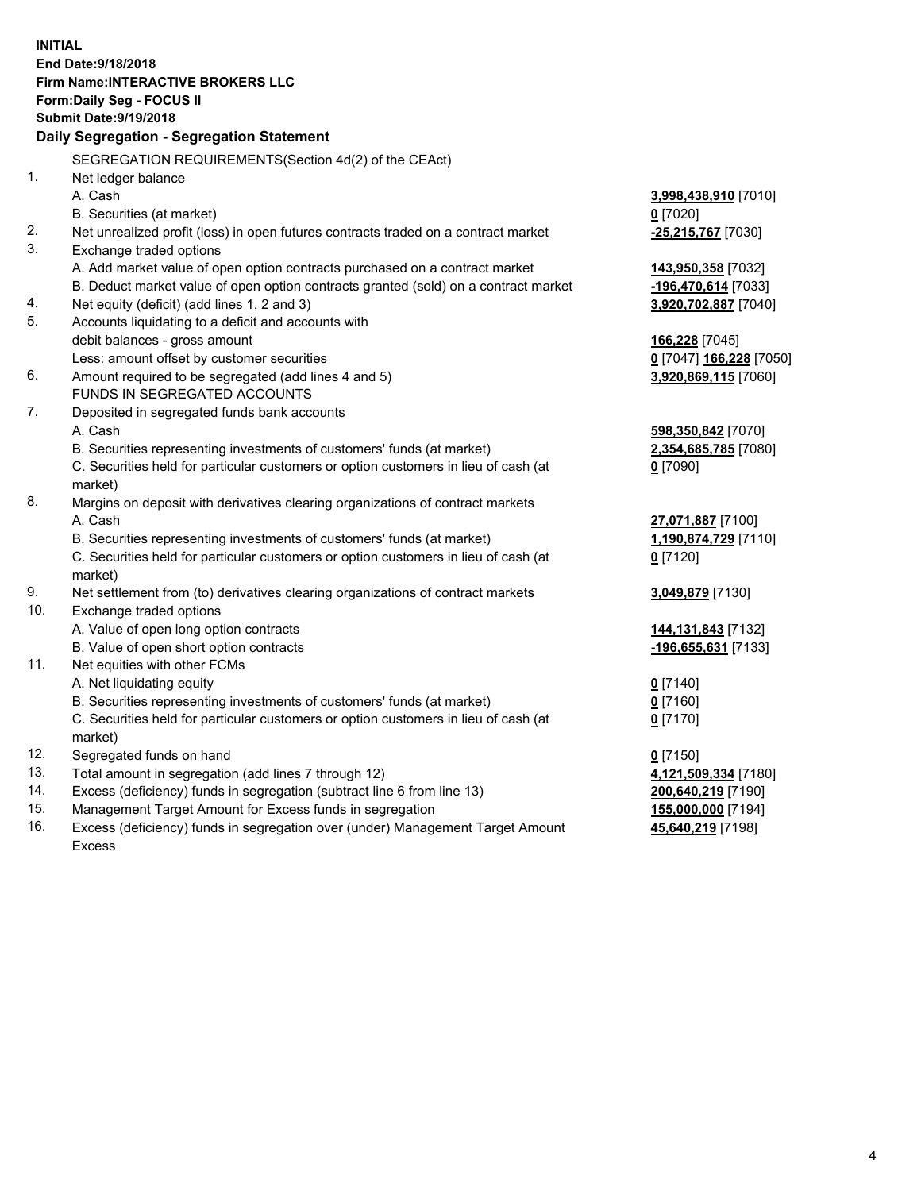**INITIAL**
**End Date:9/18/2018**
**Firm Name:INTERACTIVE BROKERS LLC**
**Form:Daily Seg - FOCUS II**
**Submit Date:9/19/2018**

**Daily Segregation - Segregation Statement**

SEGREGATION REQUIREMENTS(Section 4d(2) of the CEAct)

| | | |
|---|---|---|
| 1. | Net ledger balance | |
| | A. Cash | **3,998,438,910** [7010] |
| | B. Securities (at market) | **0** [7020] |
| 2. | Net unrealized profit (loss) in open futures contracts traded on a contract market | **-25,215,767** [7030] |
| 3. | Exchange traded options | |
| | A. Add market value of open option contracts purchased on a contract market | **143,950,358** [7032] |
| | B. Deduct market value of open option contracts granted (sold) on a contract market | **-196,470,614** [7033] |
| 4. | Net equity (deficit) (add lines 1, 2 and 3) | **3,920,702,887** [7040] |
| 5. | Accounts liquidating to a deficit and accounts with debit balances - gross amount | **166,228** [7045] |
| | Less: amount offset by customer securities | **0** [7047] **166,228** [7050] |
| 6. | Amount required to be segregated (add lines 4 and 5) | **3,920,869,115** [7060] |
| | FUNDS IN SEGREGATED ACCOUNTS | |
| 7. | Deposited in segregated funds bank accounts | |
| | A. Cash | **598,350,842** [7070] |
| | B. Securities representing investments of customers' funds (at market) | **2,354,685,785** [7080] |
| | C. Securities held for particular customers or option customers in lieu of cash (at market) | **0** [7090] |
| 8. | Margins on deposit with derivatives clearing organizations of contract markets | |
| | A. Cash | **27,071,887** [7100] |
| | B. Securities representing investments of customers' funds (at market) | **1,190,874,729** [7110] |
| | C. Securities held for particular customers or option customers in lieu of cash (at market) | **0** [7120] |
| 9. | Net settlement from (to) derivatives clearing organizations of contract markets | **3,049,879** [7130] |
| 10. | Exchange traded options | |
| | A. Value of open long option contracts | **144,131,843** [7132] |
| | B. Value of open short option contracts | **-196,655,631** [7133] |
| 11. | Net equities with other FCMs | |
| | A. Net liquidating equity | **0** [7140] |
| | B. Securities representing investments of customers' funds (at market) | **0** [7160] |
| | C. Securities held for particular customers or option customers in lieu of cash (at market) | **0** [7170] |
| 12. | Segregated funds on hand | **0** [7150] |
| 13. | Total amount in segregation (add lines 7 through 12) | **4,121,509,334** [7180] |
| 14. | Excess (deficiency) funds in segregation (subtract line 6 from line 13) | **200,640,219** [7190] |
| 15. | Management Target Amount for Excess funds in segregation | **155,000,000** [7194] |
| 16. | Excess (deficiency) funds in segregation over (under) Management Target Amount Excess | **45,640,219** [7198] |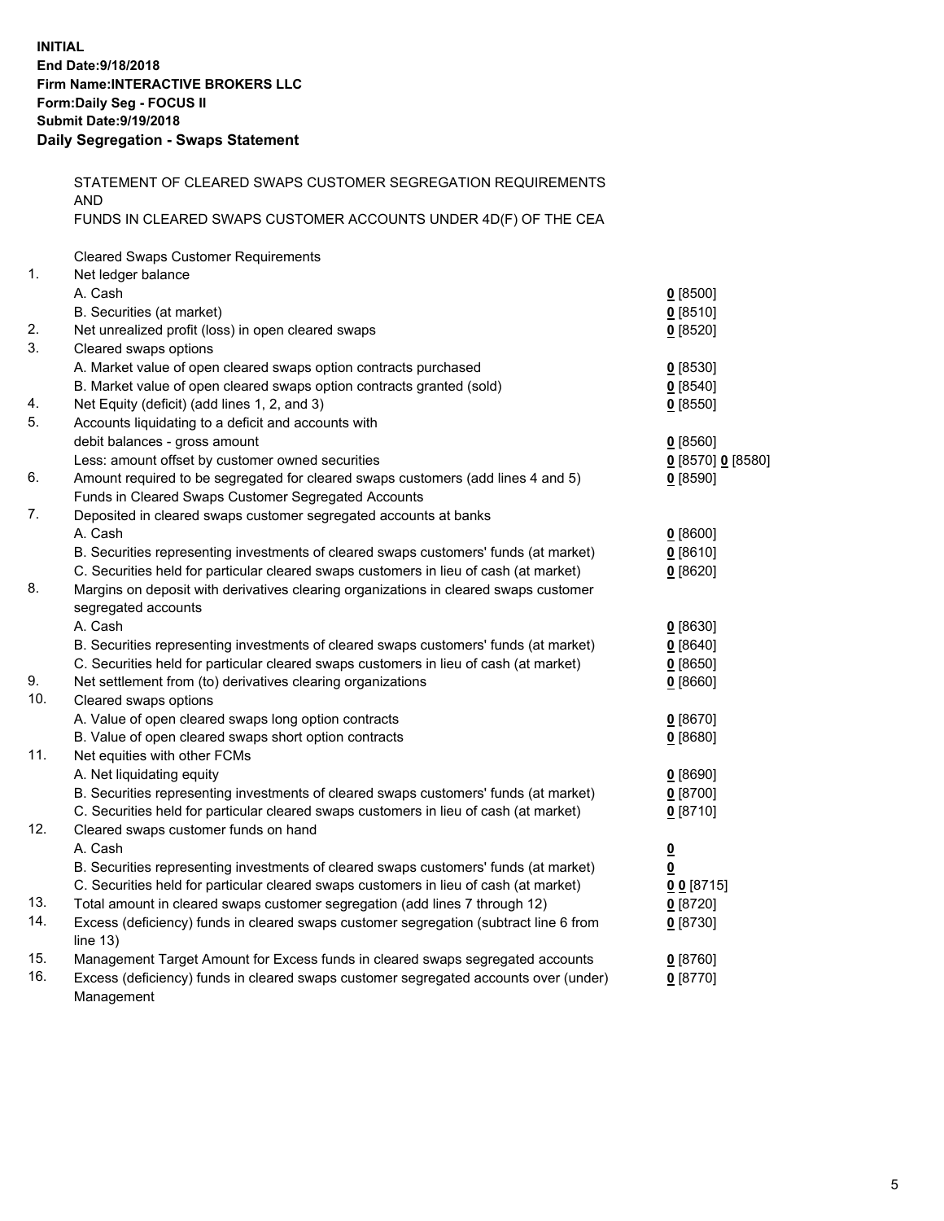**INITIAL**
**End Date:9/18/2018**
**Firm Name:INTERACTIVE BROKERS LLC**
**Form:Daily Seg - FOCUS II**
**Submit Date:9/19/2018**
**Daily Segregation - Swaps Statement**

STATEMENT OF CLEARED SWAPS CUSTOMER SEGREGATION REQUIREMENTS AND FUNDS IN CLEARED SWAPS CUSTOMER ACCOUNTS UNDER 4D(F) OF THE CEA

| | | |
|---|---|---|
| | Cleared Swaps Customer Requirements | |
| 1. | Net ledger balance | |
| | A. Cash | 0 [8500] |
| | B. Securities (at market) | 0 [8510] |
| 2. | Net unrealized profit (loss) in open cleared swaps | 0 [8520] |
| 3. | Cleared swaps options | |
| | A. Market value of open cleared swaps option contracts purchased | 0 [8530] |
| | B. Market value of open cleared swaps option contracts granted (sold) | 0 [8540] |
| 4. | Net Equity (deficit) (add lines 1, 2, and 3) | 0 [8550] |
| 5. | Accounts liquidating to a deficit and accounts with debit balances - gross amount | 0 [8560] |
| | Less: amount offset by customer owned securities | 0 [8570] 0 [8580] |
| 6. | Amount required to be segregated for cleared swaps customers (add lines 4 and 5) | 0 [8590] |
| | Funds in Cleared Swaps Customer Segregated Accounts | |
| 7. | Deposited in cleared swaps customer segregated accounts at banks | |
| | A. Cash | 0 [8600] |
| | B. Securities representing investments of cleared swaps customers' funds (at market) | 0 [8610] |
| | C. Securities held for particular cleared swaps customers in lieu of cash (at market) | 0 [8620] |
| 8. | Margins on deposit with derivatives clearing organizations in cleared swaps customer segregated accounts | |
| | A. Cash | 0 [8630] |
| | B. Securities representing investments of cleared swaps customers' funds (at market) | 0 [8640] |
| | C. Securities held for particular cleared swaps customers in lieu of cash (at market) | 0 [8650] |
| 9. | Net settlement from (to) derivatives clearing organizations | 0 [8660] |
| 10. | Cleared swaps options | |
| | A. Value of open cleared swaps long option contracts | 0 [8670] |
| | B. Value of open cleared swaps short option contracts | 0 [8680] |
| 11. | Net equities with other FCMs | |
| | A. Net liquidating equity | 0 [8690] |
| | B. Securities representing investments of cleared swaps customers' funds (at market) | 0 [8700] |
| | C. Securities held for particular cleared swaps customers in lieu of cash (at market) | 0 [8710] |
| 12. | Cleared swaps customer funds on hand | |
| | A. Cash | 0 |
| | B. Securities representing investments of cleared swaps customers' funds (at market) | 0 |
| | C. Securities held for particular cleared swaps customers in lieu of cash (at market) | 0 0 [8715] |
| 13. | Total amount in cleared swaps customer segregation (add lines 7 through 12) | 0 [8720] |
| 14. | Excess (deficiency) funds in cleared swaps customer segregation (subtract line 6 from line 13) | 0 [8730] |
| 15. | Management Target Amount for Excess funds in cleared swaps segregated accounts | 0 [8760] |
| 16. | Excess (deficiency) funds in cleared swaps customer segregated accounts over (under) Management | 0 [8770] |